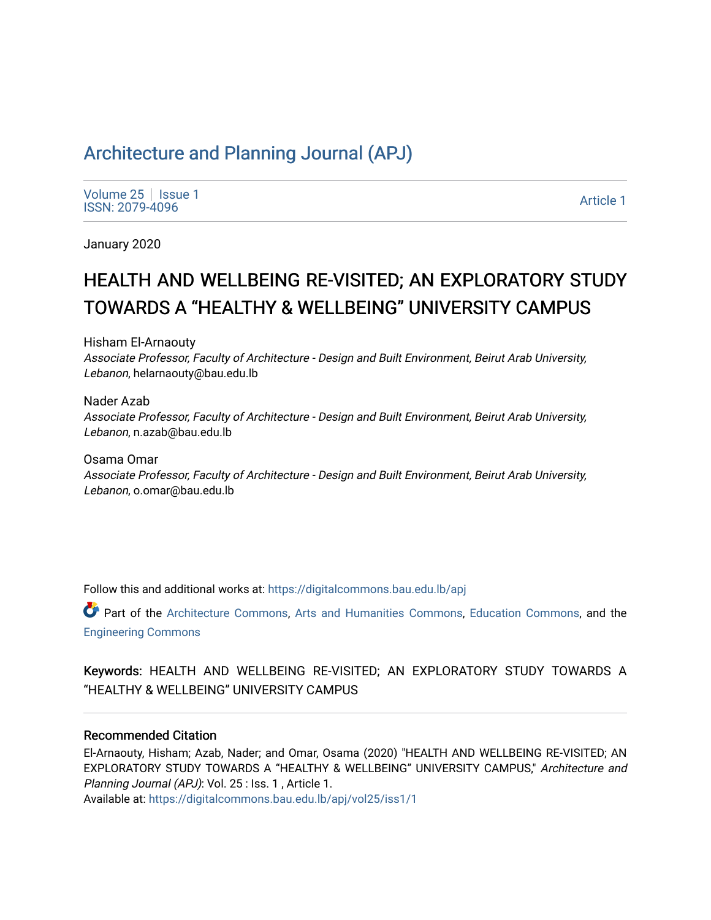# Architecture and Planning Journal (APJ)

Volume 25 | Issue 1
ISSN: 2079-4096

Article 1

January 2020

## HEALTH AND WELLBEING RE-VISITED; AN EXPLORATORY STUDY TOWARDS A "HEALTHY & WELLBEING" UNIVERSITY CAMPUS

Hisham El-Arnaouty
*Associate Professor, Faculty of Architecture - Design and Built Environment, Beirut Arab University, Lebanon*, helarnaouty@bau.edu.lb

Nader Azab
*Associate Professor, Faculty of Architecture - Design and Built Environment, Beirut Arab University, Lebanon*, n.azab@bau.edu.lb

Osama Omar
*Associate Professor, Faculty of Architecture - Design and Built Environment, Beirut Arab University, Lebanon*, o.omar@bau.edu.lb

Follow this and additional works at: https://digitalcommons.bau.edu.lb/apj

Part of the Architecture Commons, Arts and Humanities Commons, Education Commons, and the Engineering Commons

**Keywords:** HEALTH AND WELLBEING RE-VISITED; AN EXPLORATORY STUDY TOWARDS A "HEALTHY & WELLBEING" UNIVERSITY CAMPUS

### Recommended Citation

El-Arnaouty, Hisham; Azab, Nader; and Omar, Osama (2020) "HEALTH AND WELLBEING RE-VISITED; AN EXPLORATORY STUDY TOWARDS A "HEALTHY & WELLBEING" UNIVERSITY CAMPUS," *Architecture and Planning Journal (APJ)*: Vol. 25 : Iss. 1 , Article 1.
Available at: https://digitalcommons.bau.edu.lb/apj/vol25/iss1/1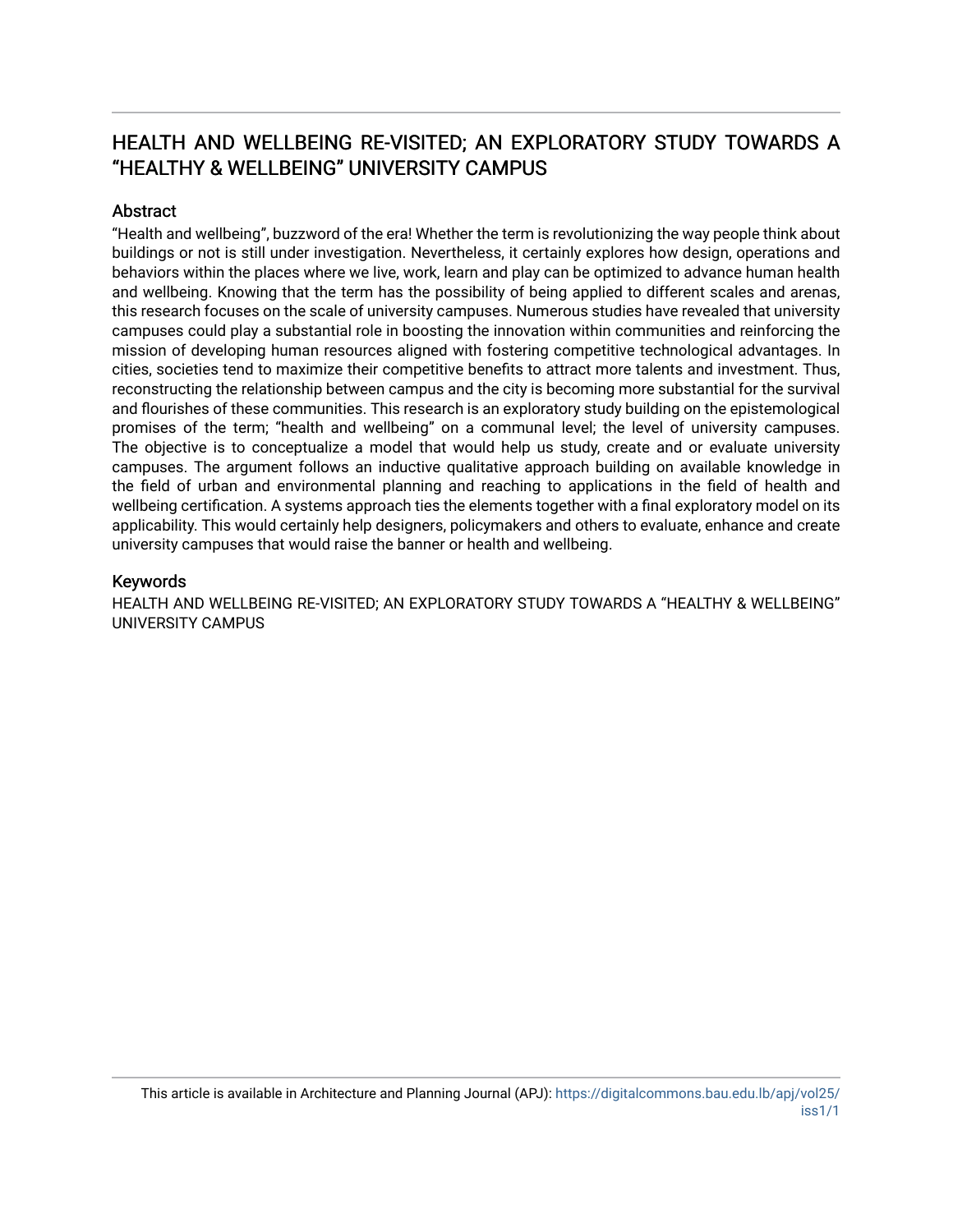# HEALTH AND WELLBEING RE-VISITED; AN EXPLORATORY STUDY TOWARDS A "HEALTHY & WELLBEING" UNIVERSITY CAMPUS

## Abstract

"Health and wellbeing", buzzword of the era! Whether the term is revolutionizing the way people think about buildings or not is still under investigation. Nevertheless, it certainly explores how design, operations and behaviors within the places where we live, work, learn and play can be optimized to advance human health and wellbeing. Knowing that the term has the possibility of being applied to different scales and arenas, this research focuses on the scale of university campuses. Numerous studies have revealed that university campuses could play a substantial role in boosting the innovation within communities and reinforcing the mission of developing human resources aligned with fostering competitive technological advantages. In cities, societies tend to maximize their competitive benefits to attract more talents and investment. Thus, reconstructing the relationship between campus and the city is becoming more substantial for the survival and flourishes of these communities. This research is an exploratory study building on the epistemological promises of the term; "health and wellbeing" on a communal level; the level of university campuses. The objective is to conceptualize a model that would help us study, create and or evaluate university campuses. The argument follows an inductive qualitative approach building on available knowledge in the field of urban and environmental planning and reaching to applications in the field of health and wellbeing certification. A systems approach ties the elements together with a final exploratory model on its applicability. This would certainly help designers, policymakers and others to evaluate, enhance and create university campuses that would raise the banner or health and wellbeing.

## Keywords

HEALTH AND WELLBEING RE-VISITED; AN EXPLORATORY STUDY TOWARDS A "HEALTHY & WELLBEING" UNIVERSITY CAMPUS

This article is available in Architecture and Planning Journal (APJ): https://digitalcommons.bau.edu.lb/apj/vol25/iss1/1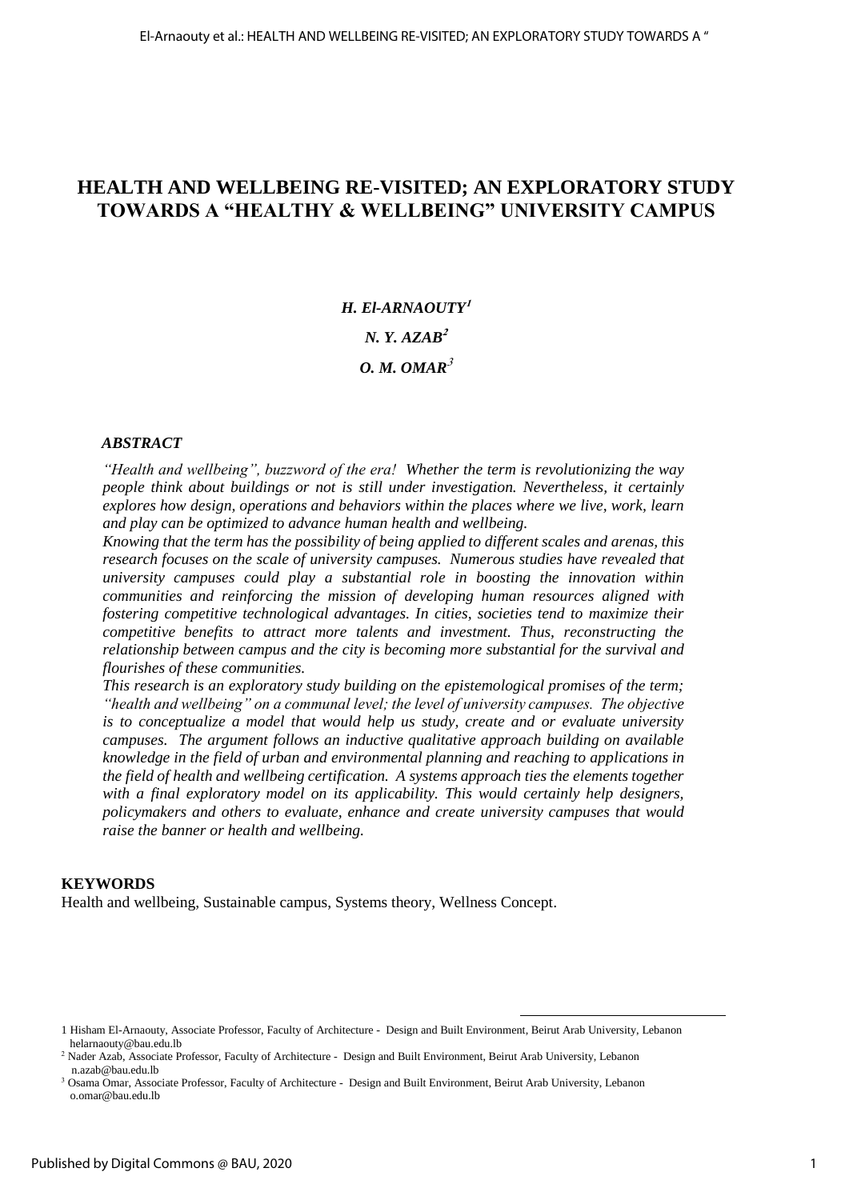# HEALTH AND WELLBEING RE-VISITED; AN EXPLORATORY STUDY TOWARDS A "HEALTHY & WELLBEING" UNIVERSITY CAMPUS

***H. El-ARNAOUTY[1]***

***N. Y. AZAB[2]***

***O. M. OMAR[3]***

## *ABSTRACT*

*"Health and wellbeing", buzzword of the era! Whether the term is revolutionizing the way people think about buildings or not is still under investigation. Nevertheless, it certainly explores how design, operations and behaviors within the places where we live, work, learn and play can be optimized to advance human health and wellbeing.*

*Knowing that the term has the possibility of being applied to different scales and arenas, this research focuses on the scale of university campuses. Numerous studies have revealed that university campuses could play a substantial role in boosting the innovation within communities and reinforcing the mission of developing human resources aligned with fostering competitive technological advantages. In cities, societies tend to maximize their competitive benefits to attract more talents and investment. Thus, reconstructing the relationship between campus and the city is becoming more substantial for the survival and flourishes of these communities.*

*This research is an exploratory study building on the epistemological promises of the term; "health and wellbeing" on a communal level; the level of university campuses. The objective is to conceptualize a model that would help us study, create and or evaluate university campuses. The argument follows an inductive qualitative approach building on available knowledge in the field of urban and environmental planning and reaching to applications in the field of health and wellbeing certification. A systems approach ties the elements together with a final exploratory model on its applicability. This would certainly help designers, policymakers and others to evaluate, enhance and create university campuses that would raise the banner or health and wellbeing.*

## KEYWORDS

Health and wellbeing, Sustainable campus, Systems theory, Wellness Concept.

---

[1] Hisham El-Arnaouty, Associate Professor, Faculty of Architecture - Design and Built Environment, Beirut Arab University, Lebanon helarnaouty@bau.edu.lb

[2] Nader Azab, Associate Professor, Faculty of Architecture - Design and Built Environment, Beirut Arab University, Lebanon n.azab@bau.edu.lb

[3] Osama Omar, Associate Professor, Faculty of Architecture - Design and Built Environment, Beirut Arab University, Lebanon o.omar@bau.edu.lb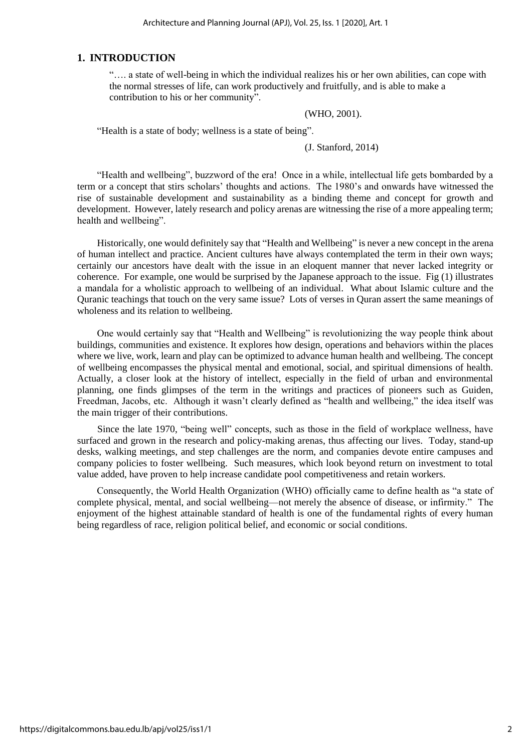## 1. INTRODUCTION

> "…. a state of well-being in which the individual realizes his or her own abilities, can cope with the normal stresses of life, can work productively and fruitfully, and is able to make a contribution to his or her community".
>
> (WHO, 2001).

> "Health is a state of body; wellness is a state of being".
>
> (J. Stanford, 2014)

"Health and wellbeing", buzzword of the era! Once in a while, intellectual life gets bombarded by a term or a concept that stirs scholars' thoughts and actions. The 1980's and onwards have witnessed the rise of sustainable development and sustainability as a binding theme and concept for growth and development. However, lately research and policy arenas are witnessing the rise of a more appealing term; health and wellbeing".

Historically, one would definitely say that "Health and Wellbeing" is never a new concept in the arena of human intellect and practice. Ancient cultures have always contemplated the term in their own ways; certainly our ancestors have dealt with the issue in an eloquent manner that never lacked integrity or coherence. For example, one would be surprised by the Japanese approach to the issue. Fig (1) illustrates a mandala for a wholistic approach to wellbeing of an individual. What about Islamic culture and the Quranic teachings that touch on the very same issue? Lots of verses in Quran assert the same meanings of wholeness and its relation to wellbeing.

One would certainly say that "Health and Wellbeing" is revolutionizing the way people think about buildings, communities and existence. It explores how design, operations and behaviors within the places where we live, work, learn and play can be optimized to advance human health and wellbeing. The concept of wellbeing encompasses the physical mental and emotional, social, and spiritual dimensions of health. Actually, a closer look at the history of intellect, especially in the field of urban and environmental planning, one finds glimpses of the term in the writings and practices of pioneers such as Guiden, Freedman, Jacobs, etc. Although it wasn't clearly defined as "health and wellbeing," the idea itself was the main trigger of their contributions.

Since the late 1970, "being well" concepts, such as those in the field of workplace wellness, have surfaced and grown in the research and policy-making arenas, thus affecting our lives. Today, stand-up desks, walking meetings, and step challenges are the norm, and companies devote entire campuses and company policies to foster wellbeing. Such measures, which look beyond return on investment to total value added, have proven to help increase candidate pool competitiveness and retain workers.

Consequently, the World Health Organization (WHO) officially came to define health as "a state of complete physical, mental, and social wellbeing—not merely the absence of disease, or infirmity." The enjoyment of the highest attainable standard of health is one of the fundamental rights of every human being regardless of race, religion political belief, and economic or social conditions.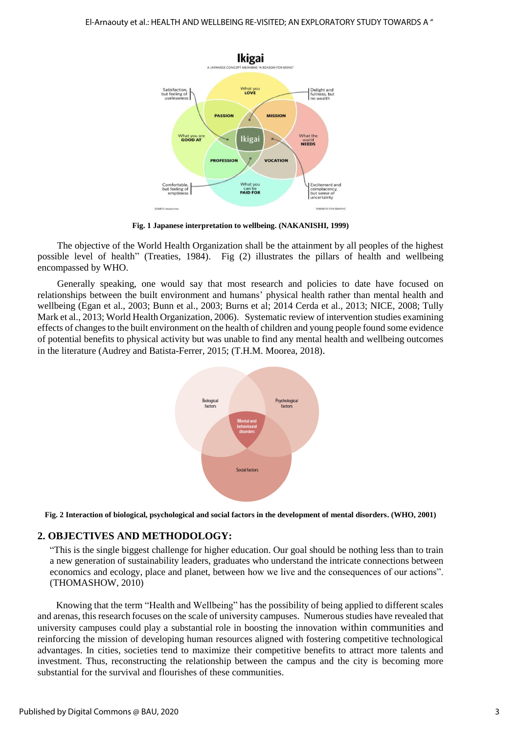**Fig. 1 Japanese interpretation to wellbeing. (NAKANISHI, 1999)**

The objective of the World Health Organization shall be the attainment by all peoples of the highest possible level of health" (Treaties, 1984). Fig (2) illustrates the pillars of health and wellbeing encompassed by WHO.

Generally speaking, one would say that most research and policies to date have focused on relationships between the built environment and humans' physical health rather than mental health and wellbeing (Egan et al., 2003; Bunn et al., 2003; Burns et al; 2014 Cerda et al., 2013; NICE, 2008; Tully Mark et al., 2013; World Health Organization, 2006). Systematic review of intervention studies examining effects of changes to the built environment on the health of children and young people found some evidence of potential benefits to physical activity but was unable to find any mental health and wellbeing outcomes in the literature (Audrey and Batista-Ferrer, 2015; (T.H.M. Moorea, 2018).

**Fig. 2 Interaction of biological, psychological and social factors in the development of mental disorders. (WHO, 2001)**

## 2. OBJECTIVES AND METHODOLOGY:

> "This is the single biggest challenge for higher education. Our goal should be nothing less than to train a new generation of sustainability leaders, graduates who understand the intricate connections between economics and ecology, place and planet, between how we live and the consequences of our actions". (THOMASHOW, 2010)

Knowing that the term "Health and Wellbeing" has the possibility of being applied to different scales and arenas, this research focuses on the scale of university campuses. Numerous studies have revealed that university campuses could play a substantial role in boosting the innovation within communities and reinforcing the mission of developing human resources aligned with fostering competitive technological advantages. In cities, societies tend to maximize their competitive benefits to attract more talents and investment. Thus, reconstructing the relationship between the campus and the city is becoming more substantial for the survival and flourishes of these communities.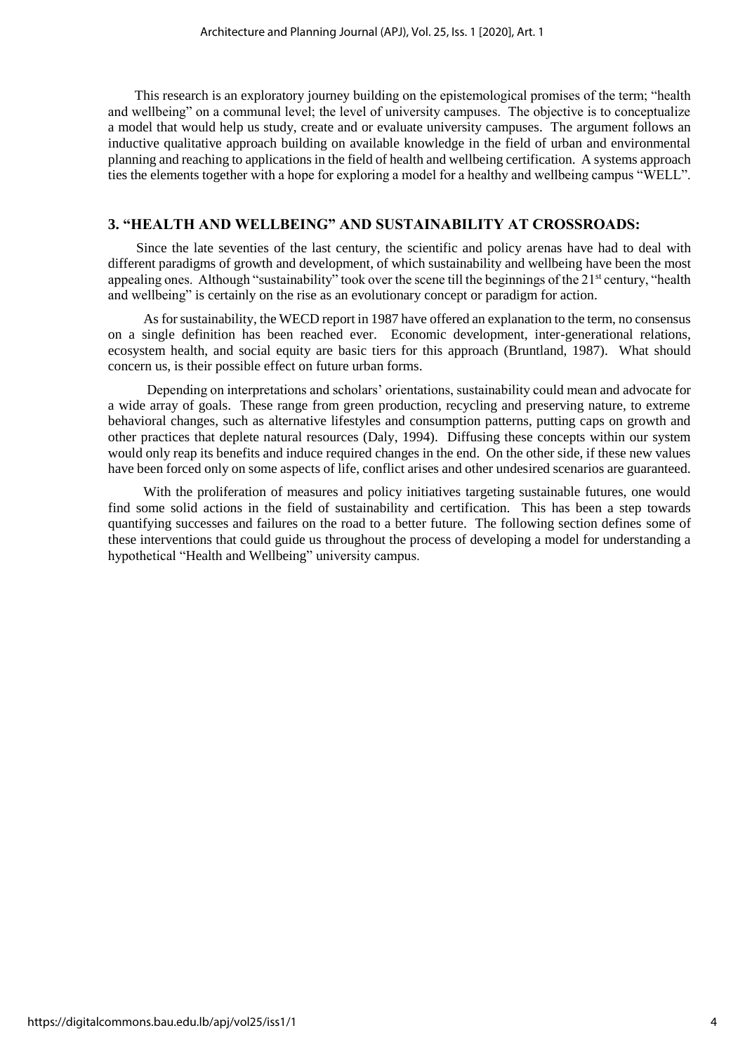This research is an exploratory journey building on the epistemological promises of the term; "health and wellbeing" on a communal level; the level of university campuses. The objective is to conceptualize a model that would help us study, create and or evaluate university campuses. The argument follows an inductive qualitative approach building on available knowledge in the field of urban and environmental planning and reaching to applications in the field of health and wellbeing certification. A systems approach ties the elements together with a hope for exploring a model for a healthy and wellbeing campus "WELL".

## 3. "HEALTH AND WELLBEING" AND SUSTAINABILITY AT CROSSROADS:

Since the late seventies of the last century, the scientific and policy arenas have had to deal with different paradigms of growth and development, of which sustainability and wellbeing have been the most appealing ones. Although "sustainability" took over the scene till the beginnings of the 21st century, "health and wellbeing" is certainly on the rise as an evolutionary concept or paradigm for action.

As for sustainability, the WECD report in 1987 have offered an explanation to the term, no consensus on a single definition has been reached ever. Economic development, inter-generational relations, ecosystem health, and social equity are basic tiers for this approach (Bruntland, 1987). What should concern us, is their possible effect on future urban forms.

Depending on interpretations and scholars' orientations, sustainability could mean and advocate for a wide array of goals. These range from green production, recycling and preserving nature, to extreme behavioral changes, such as alternative lifestyles and consumption patterns, putting caps on growth and other practices that deplete natural resources (Daly, 1994). Diffusing these concepts within our system would only reap its benefits and induce required changes in the end. On the other side, if these new values have been forced only on some aspects of life, conflict arises and other undesired scenarios are guaranteed.

With the proliferation of measures and policy initiatives targeting sustainable futures, one would find some solid actions in the field of sustainability and certification. This has been a step towards quantifying successes and failures on the road to a better future. The following section defines some of these interventions that could guide us throughout the process of developing a model for understanding a hypothetical "Health and Wellbeing" university campus.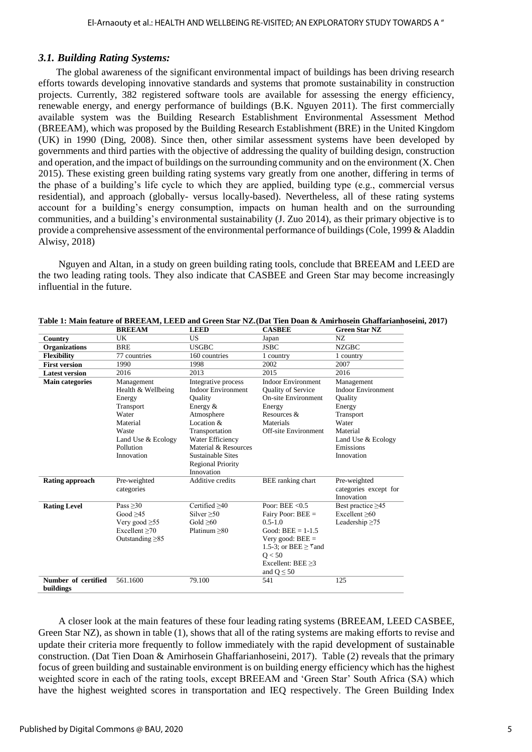### *3.1. Building Rating Systems:*

The global awareness of the significant environmental impact of buildings has been driving research efforts towards developing innovative standards and systems that promote sustainability in construction projects. Currently, 382 registered software tools are available for assessing the energy efficiency, renewable energy, and energy performance of buildings (B.K. Nguyen 2011). The first commercially available system was the Building Research Establishment Environmental Assessment Method (BREEAM), which was proposed by the Building Research Establishment (BRE) in the United Kingdom (UK) in 1990 (Ding, 2008). Since then, other similar assessment systems have been developed by governments and third parties with the objective of addressing the quality of building design, construction and operation, and the impact of buildings on the surrounding community and on the environment (X. Chen 2015). These existing green building rating systems vary greatly from one another, differing in terms of the phase of a building's life cycle to which they are applied, building type (e.g., commercial versus residential), and approach (globally- versus locally-based). Nevertheless, all of these rating systems account for a building's energy consumption, impacts on human health and on the surrounding communities, and a building's environmental sustainability (J. Zuo 2014), as their primary objective is to provide a comprehensive assessment of the environmental performance of buildings (Cole, 1999 & Aladdin Alwisy, 2018)

Nguyen and Altan, in a study on green building rating tools, conclude that BREEAM and LEED are the two leading rating tools. They also indicate that CASBEE and Green Star may become increasingly influential in the future.

**Table 1: Main feature of BREEAM, LEED and Green Star NZ.(Dat Tien Doan & Amirhosein Ghaffarianhoseini, 2017)**

| | **BREEAM** | **LEED** | **CASBEE** | **Green Star NZ** |
|---|---|---|---|---|
| **Country** | UK | US | Japan | NZ |
| **Organizations** | BRE | USGBC | JSBC | NZGBC |
| **Flexibility** | 77 countries | 160 countries | 1 country | 1 country |
| **First version** | 1990 | 1998 | 2002 | 2007 |
| **Latest version** | 2016 | 2013 | 2015 | 2016 |
| **Main categories** | Management<br>Health & Wellbeing<br>Energy<br>Transport<br>Water<br>Material<br>Waste<br>Land Use & Ecology<br>Pollution<br>Innovation | Integrative process<br>Indoor Environment Quality<br>Energy & Atmosphere<br>Location & Transportation<br>Water Efficiency<br>Material & Resources<br>Sustainable Sites<br>Regional Priority<br>Innovation | Indoor Environment<br>Quality of Service<br>On-site Environment<br>Energy<br>Resources & Materials<br>Off-site Environment | Management<br>Indoor Environment Quality<br>Energy<br>Transport<br>Water<br>Material<br>Land Use & Ecology<br>Emissions<br>Innovation |
| **Rating approach** | Pre-weighted categories | Additive credits | BEE ranking chart | Pre-weighted categories except for Innovation |
| **Rating Level** | Pass ≥30<br>Good ≥45<br>Very good ≥55<br>Excellent ≥70<br>Outstanding ≥85 | Certified ≥40<br>Silver ≥50<br>Gold ≥60<br>Platinum ≥80 | Poor: BEE <0.5<br>Fairy Poor: BEE = 0.5-1.0<br>Good: BEE = 1-1.5<br>Very good: BEE = 1.5-3; or BEE ≥ ٣and Q < 50<br>Excellent: BEE ≥3 and Q ≤ 50 | Best practice ≥45<br>Excellent ≥60<br>Leadership ≥75 |
| **Number of certified buildings** | 561.1600 | 79.100 | 541 | 125 |

A closer look at the main features of these four leading rating systems (BREEAM, LEED CASBEE, Green Star NZ), as shown in table (1), shows that all of the rating systems are making efforts to revise and update their criteria more frequently to follow immediately with the rapid development of sustainable construction. (Dat Tien Doan & Amirhosein Ghaffarianhoseini, 2017). Table (2) reveals that the primary focus of green building and sustainable environment is on building energy efficiency which has the highest weighted score in each of the rating tools, except BREEAM and 'Green Star' South Africa (SA) which have the highest weighted scores in transportation and IEQ respectively. The Green Building Index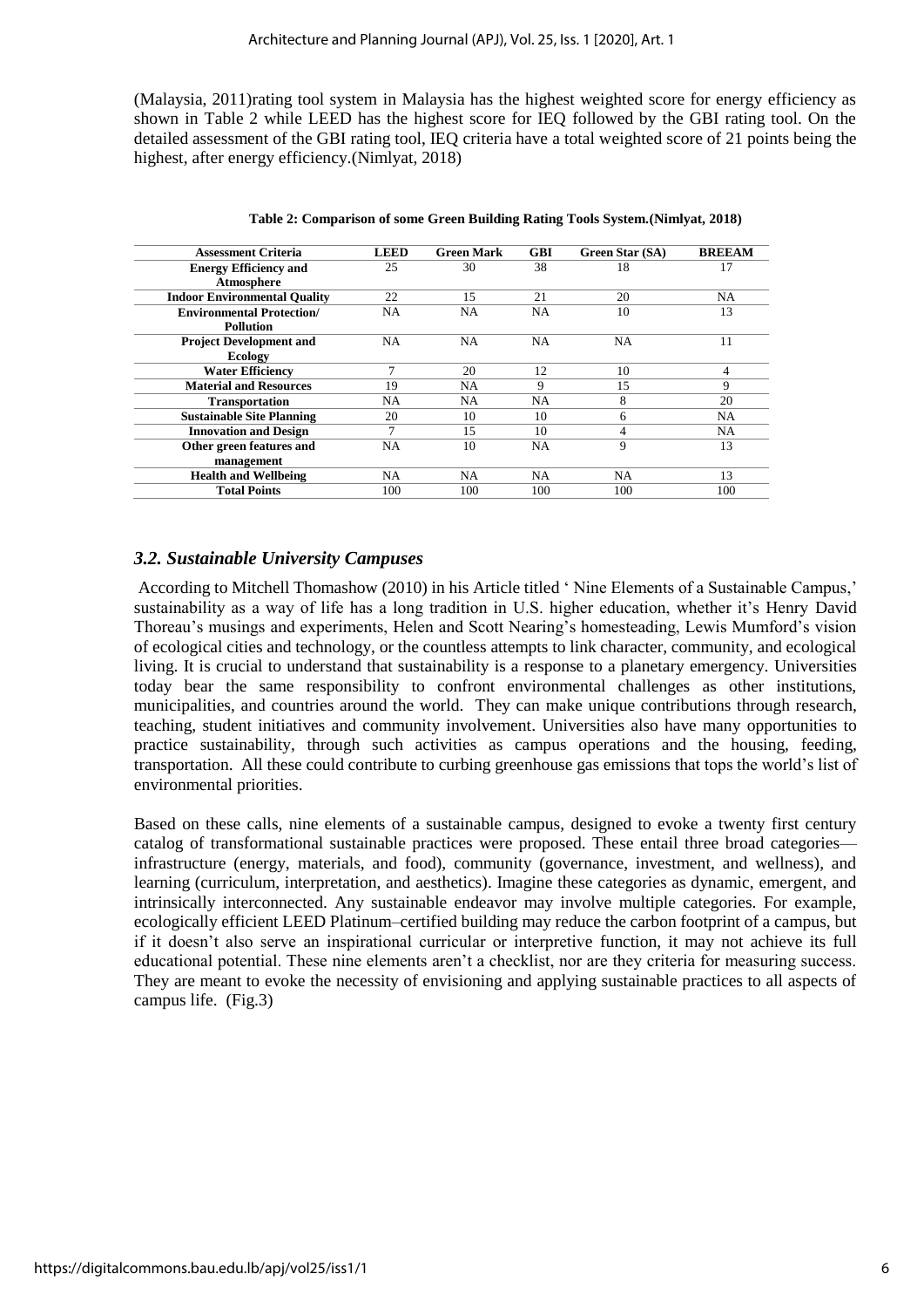(Malaysia, 2011)rating tool system in Malaysia has the highest weighted score for energy efficiency as shown in Table 2 while LEED has the highest score for IEQ followed by the GBI rating tool. On the detailed assessment of the GBI rating tool, IEQ criteria have a total weighted score of 21 points being the highest, after energy efficiency.(Nimlyat, 2018)

**Table 2: Comparison of some Green Building Rating Tools System.(Nimlyat, 2018)**

| Assessment Criteria | LEED | Green Mark | GBI | Green Star (SA) | BREEAM |
|---|---|---|---|---|---|
| **Energy Efficiency and Atmosphere** | 25 | 30 | 38 | 18 | 17 |
| **Indoor Environmental Quality** | 22 | 15 | 21 | 20 | NA |
| **Environmental Protection/ Pollution** | NA | NA | NA | 10 | 13 |
| **Project Development and Ecology** | NA | NA | NA | NA | 11 |
| **Water Efficiency** | 7 | 20 | 12 | 10 | 4 |
| **Material and Resources** | 19 | NA | 9 | 15 | 9 |
| **Transportation** | NA | NA | NA | 8 | 20 |
| **Sustainable Site Planning** | 20 | 10 | 10 | 6 | NA |
| **Innovation and Design** | 7 | 15 | 10 | 4 | NA |
| **Other green features and management** | NA | 10 | NA | 9 | 13 |
| **Health and Wellbeing** | NA | NA | NA | NA | 13 |
| **Total Points** | 100 | 100 | 100 | 100 | 100 |

### *3.2. Sustainable University Campuses*

According to Mitchell Thomashow (2010) in his Article titled ' Nine Elements of a Sustainable Campus,' sustainability as a way of life has a long tradition in U.S. higher education, whether it's Henry David Thoreau's musings and experiments, Helen and Scott Nearing's homesteading, Lewis Mumford's vision of ecological cities and technology, or the countless attempts to link character, community, and ecological living. It is crucial to understand that sustainability is a response to a planetary emergency. Universities today bear the same responsibility to confront environmental challenges as other institutions, municipalities, and countries around the world. They can make unique contributions through research, teaching, student initiatives and community involvement. Universities also have many opportunities to practice sustainability, through such activities as campus operations and the housing, feeding, transportation. All these could contribute to curbing greenhouse gas emissions that tops the world's list of environmental priorities.

Based on these calls, nine elements of a sustainable campus, designed to evoke a twenty first century catalog of transformational sustainable practices were proposed. These entail three broad categories—infrastructure (energy, materials, and food), community (governance, investment, and wellness), and learning (curriculum, interpretation, and aesthetics). Imagine these categories as dynamic, emergent, and intrinsically interconnected. Any sustainable endeavor may involve multiple categories. For example, ecologically efficient LEED Platinum–certified building may reduce the carbon footprint of a campus, but if it doesn't also serve an inspirational curricular or interpretive function, it may not achieve its full educational potential. These nine elements aren't a checklist, nor are they criteria for measuring success. They are meant to evoke the necessity of envisioning and applying sustainable practices to all aspects of campus life. (Fig.3)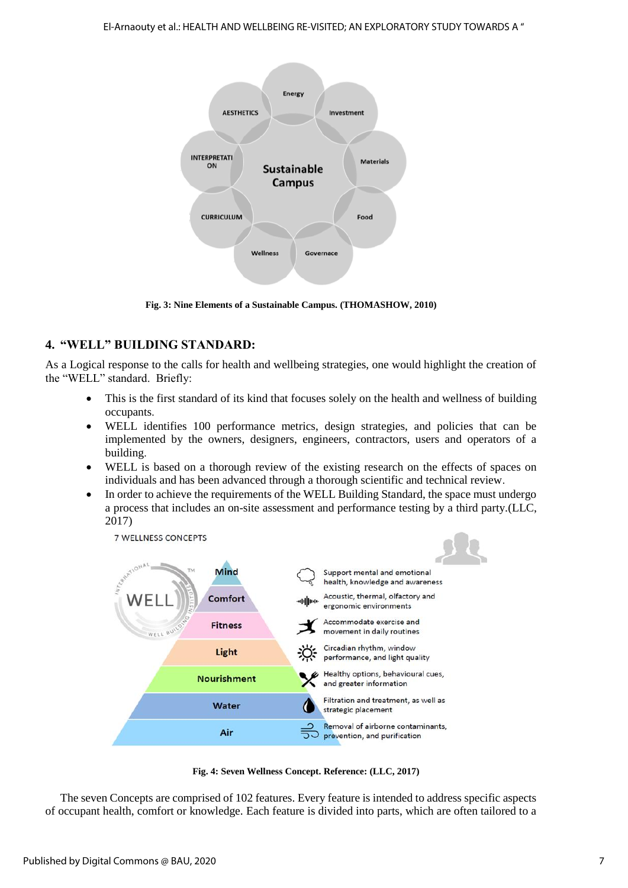Fig. 3: Nine Elements of a Sustainable Campus. (THOMASHOW, 2010)

## 4. "WELL" BUILDING STANDARD:

As a Logical response to the calls for health and wellbeing strategies, one would highlight the creation of the "WELL" standard. Briefly:

- This is the first standard of its kind that focuses solely on the health and wellness of building occupants.
- WELL identifies 100 performance metrics, design strategies, and policies that can be implemented by the owners, designers, engineers, contractors, users and operators of a building.
- WELL is based on a thorough review of the existing research on the effects of spaces on individuals and has been advanced through a thorough scientific and technical review.
- In order to achieve the requirements of the WELL Building Standard, the space must undergo a process that includes an on-site assessment and performance testing by a third party.(LLC, 2017)

Fig. 4: Seven Wellness Concept. Reference: (LLC, 2017)

The seven Concepts are comprised of 102 features. Every feature is intended to address specific aspects of occupant health, comfort or knowledge. Each feature is divided into parts, which are often tailored to a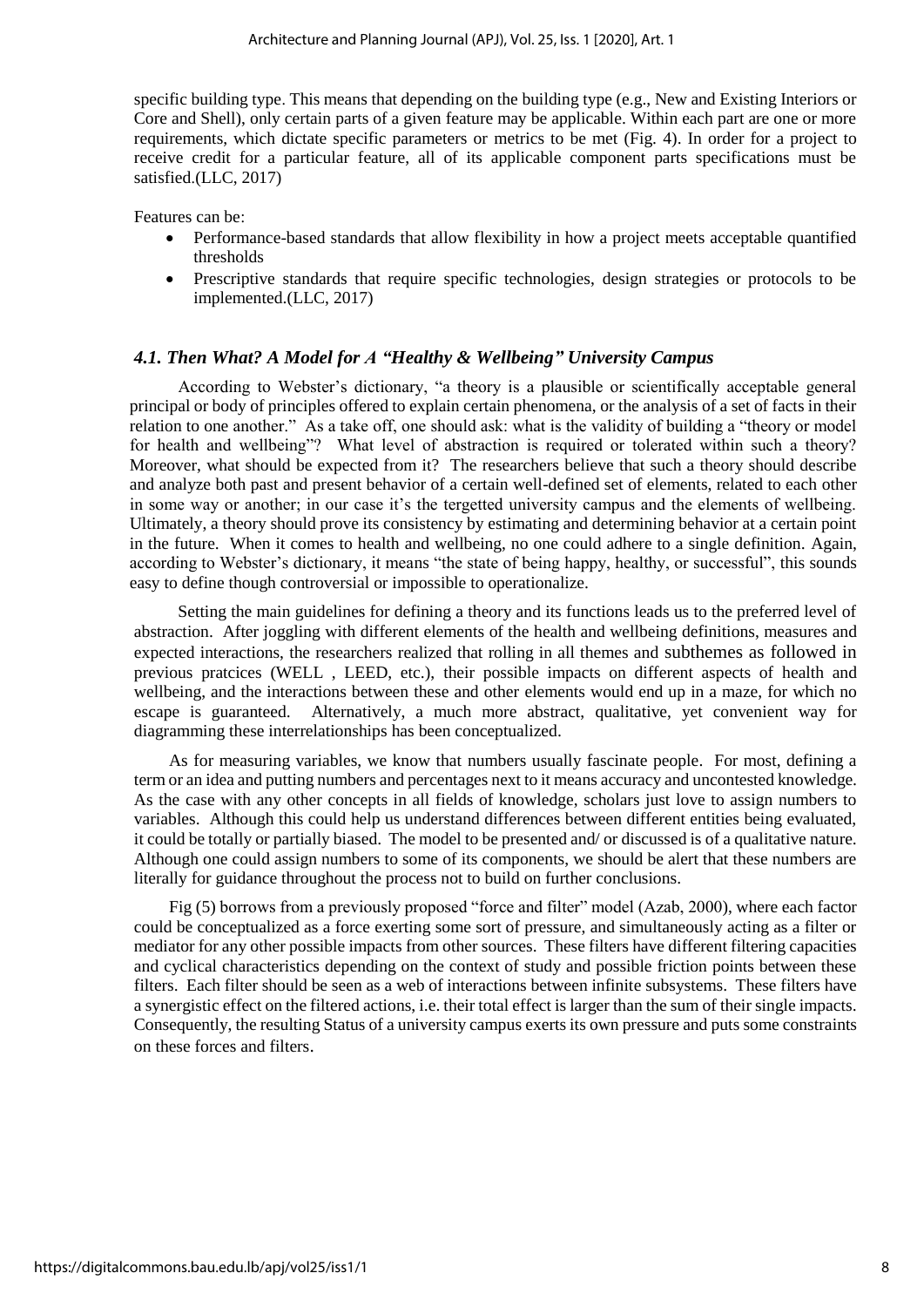specific building type. This means that depending on the building type (e.g., New and Existing Interiors or Core and Shell), only certain parts of a given feature may be applicable. Within each part are one or more requirements, which dictate specific parameters or metrics to be met (Fig. 4). In order for a project to receive credit for a particular feature, all of its applicable component parts specifications must be satisfied.(LLC, 2017)

Features can be:

- Performance-based standards that allow flexibility in how a project meets acceptable quantified thresholds
- Prescriptive standards that require specific technologies, design strategies or protocols to be implemented.(LLC, 2017)

### *4.1. Then What? A Model for A "Healthy & Wellbeing" University Campus*

According to Webster's dictionary, "a theory is a plausible or scientifically acceptable general principal or body of principles offered to explain certain phenomena, or the analysis of a set of facts in their relation to one another." As a take off, one should ask: what is the validity of building a "theory or model for health and wellbeing"? What level of abstraction is required or tolerated within such a theory? Moreover, what should be expected from it? The researchers believe that such a theory should describe and analyze both past and present behavior of a certain well-defined set of elements, related to each other in some way or another; in our case it's the tergetted university campus and the elements of wellbeing. Ultimately, a theory should prove its consistency by estimating and determining behavior at a certain point in the future. When it comes to health and wellbeing, no one could adhere to a single definition. Again, according to Webster's dictionary, it means "the state of being happy, healthy, or successful", this sounds easy to define though controversial or impossible to operationalize.

Setting the main guidelines for defining a theory and its functions leads us to the preferred level of abstraction. After joggling with different elements of the health and wellbeing definitions, measures and expected interactions, the researchers realized that rolling in all themes and subthemes as followed in previous pratcices (WELL , LEED, etc.), their possible impacts on different aspects of health and wellbeing, and the interactions between these and other elements would end up in a maze, for which no escape is guaranteed. Alternatively, a much more abstract, qualitative, yet convenient way for diagramming these interrelationships has been conceptualized.

As for measuring variables, we know that numbers usually fascinate people. For most, defining a term or an idea and putting numbers and percentages next to it means accuracy and uncontested knowledge. As the case with any other concepts in all fields of knowledge, scholars just love to assign numbers to variables. Although this could help us understand differences between different entities being evaluated, it could be totally or partially biased. The model to be presented and/ or discussed is of a qualitative nature. Although one could assign numbers to some of its components, we should be alert that these numbers are literally for guidance throughout the process not to build on further conclusions.

Fig (5) borrows from a previously proposed "force and filter" model (Azab, 2000), where each factor could be conceptualized as a force exerting some sort of pressure, and simultaneously acting as a filter or mediator for any other possible impacts from other sources. These filters have different filtering capacities and cyclical characteristics depending on the context of study and possible friction points between these filters. Each filter should be seen as a web of interactions between infinite subsystems. These filters have a synergistic effect on the filtered actions, i.e. their total effect is larger than the sum of their single impacts. Consequently, the resulting Status of a university campus exerts its own pressure and puts some constraints on these forces and filters.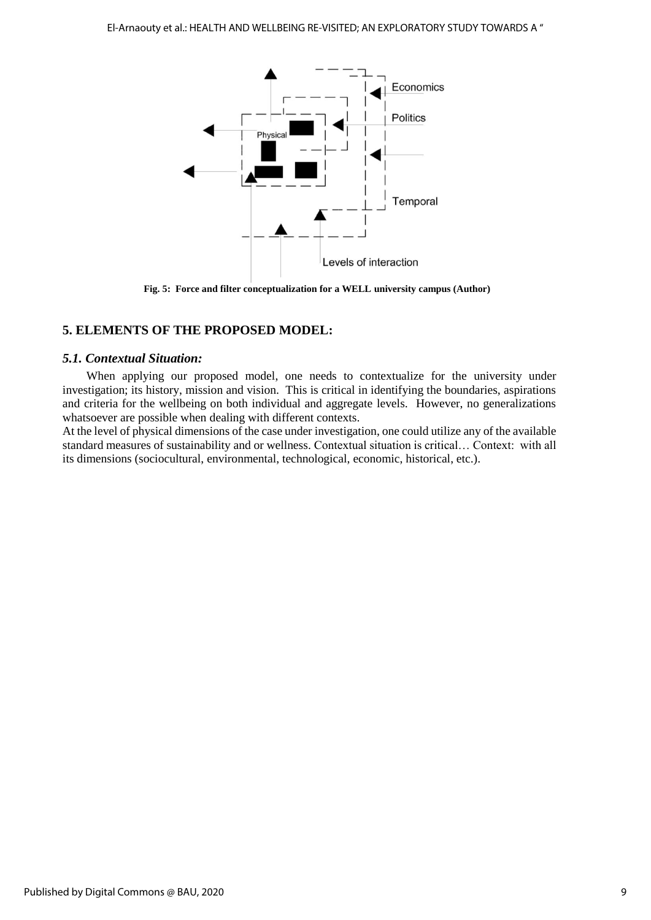Fig. 5: Force and filter conceptualization for a WELL university campus (Author)

## 5. ELEMENTS OF THE PROPOSED MODEL:

### *5.1. Contextual Situation:*

When applying our proposed model, one needs to contextualize for the university under investigation; its history, mission and vision. This is critical in identifying the boundaries, aspirations and criteria for the wellbeing on both individual and aggregate levels. However, no generalizations whatsoever are possible when dealing with different contexts.

At the level of physical dimensions of the case under investigation, one could utilize any of the available standard measures of sustainability and or wellness. Contextual situation is critical… Context: with all its dimensions (sociocultural, environmental, technological, economic, historical, etc.).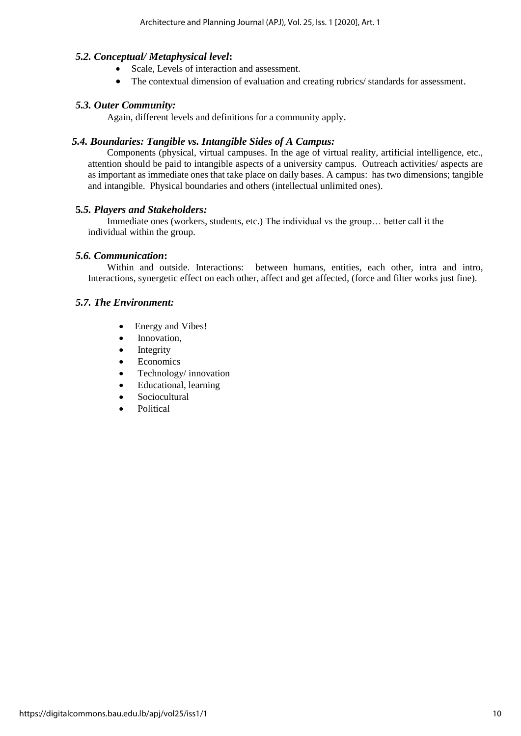### *5.2. Conceptual/ Metaphysical level*:

- Scale, Levels of interaction and assessment.
- The contextual dimension of evaluation and creating rubrics/ standards for assessment.

### *5.3. Outer Community:*

Again, different levels and definitions for a community apply.

### *5.4. Boundaries: Tangible vs. Intangible Sides of A Campus:*

Components (physical, virtual campuses. In the age of virtual reality, artificial intelligence, etc., attention should be paid to intangible aspects of a university campus. Outreach activities/ aspects are as important as immediate ones that take place on daily bases. A campus: has two dimensions; tangible and intangible. Physical boundaries and others (intellectual unlimited ones).

### *5.5. Players and Stakeholders:*

Immediate ones (workers, students, etc.) The individual vs the group… better call it the individual within the group.

### *5.6. Communication*:

Within and outside. Interactions: between humans, entities, each other, intra and intro, Interactions, synergetic effect on each other, affect and get affected, (force and filter works just fine).

### *5.7. The Environment:*

- Energy and Vibes!
- Innovation,
- Integrity
- Economics
- Technology/ innovation
- Educational, learning
- Sociocultural
- Political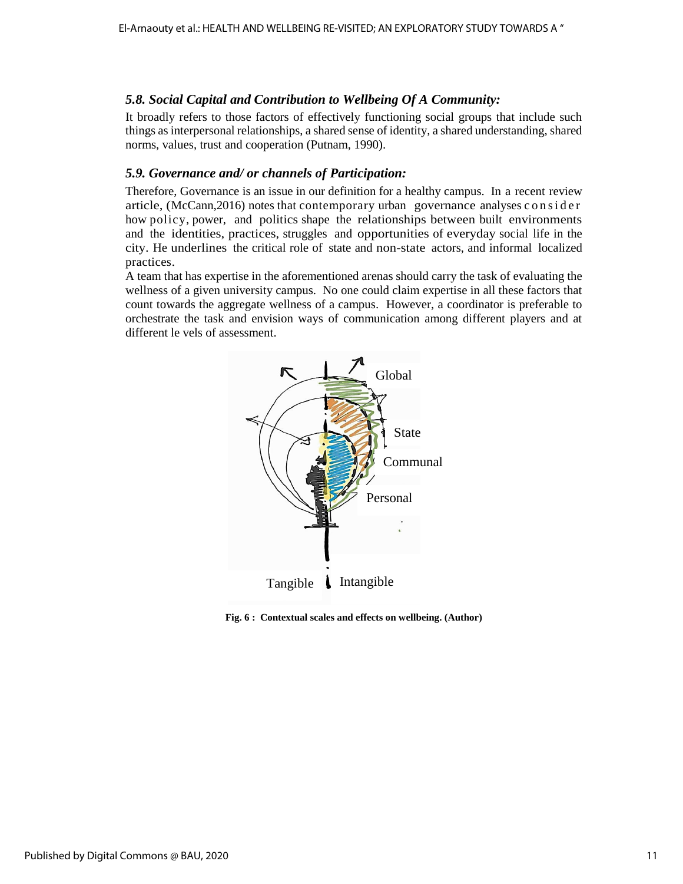### *5.8. Social Capital and Contribution to Wellbeing Of A Community:*

It broadly refers to those factors of effectively functioning social groups that include such things as interpersonal relationships, a shared sense of identity, a shared understanding, shared norms, values, trust and cooperation (Putnam, 1990).

### *5.9. Governance and/ or channels of Participation:*

Therefore, Governance is an issue in our definition for a healthy campus. In a recent review article, (McCann,2016) notes that contemporary urban governance analyses consider how policy, power, and politics shape the relationships between built environments and the identities, practices, struggles and opportunities of everyday social life in the city. He underlines the critical role of state and non-state actors, and informal localized practices.

A team that has expertise in the aforementioned arenas should carry the task of evaluating the wellness of a given university campus. No one could claim expertise in all these factors that count towards the aggregate wellness of a campus. However, a coordinator is preferable to orchestrate the task and envision ways of communication among different players and at different le vels of assessment.

Global

State

Communal

Personal

Tangible Intangible

**Fig. 6 : Contextual scales and effects on wellbeing. (Author)**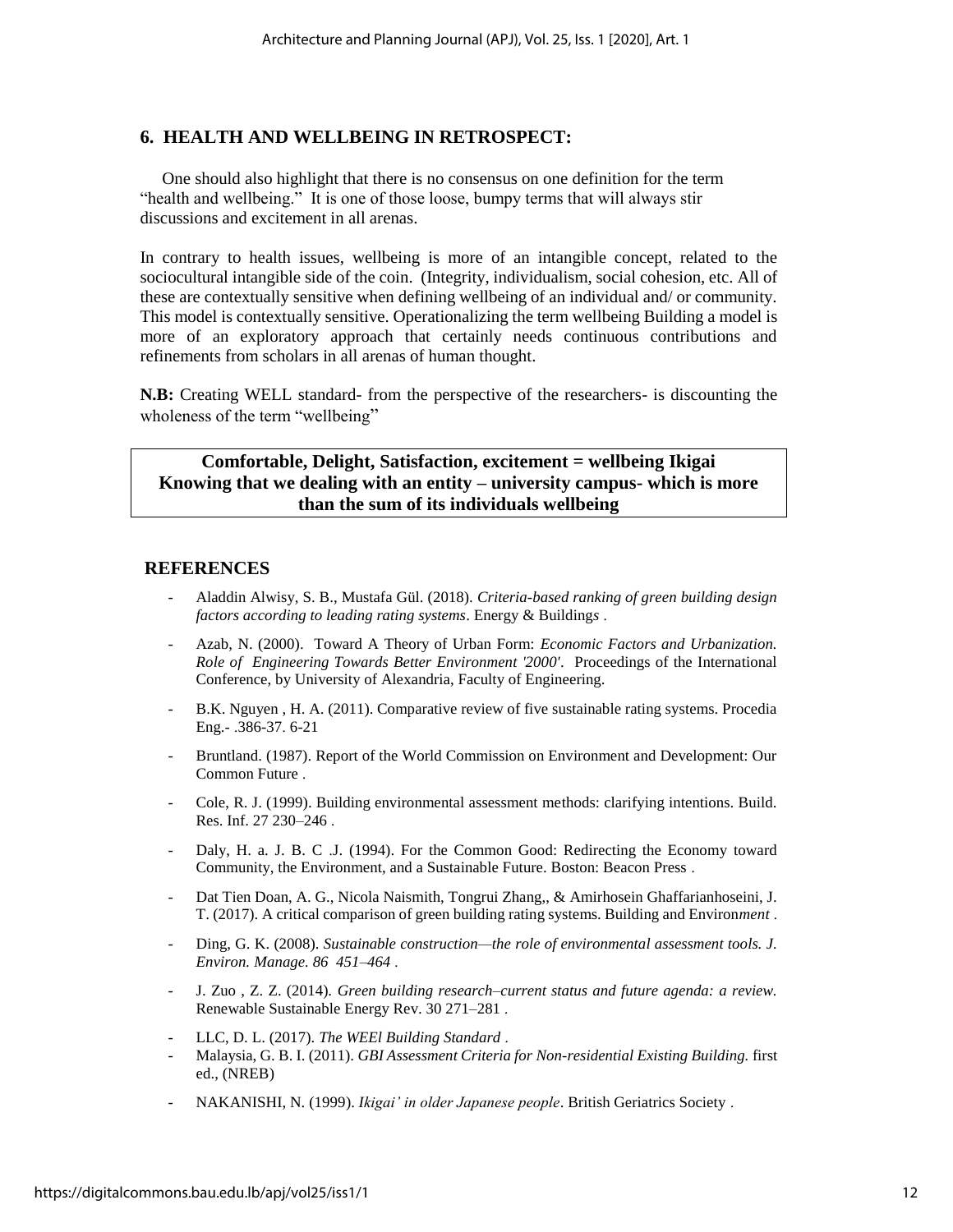## 6. HEALTH AND WELLBEING IN RETROSPECT:

One should also highlight that there is no consensus on one definition for the term "health and wellbeing." It is one of those loose, bumpy terms that will always stir discussions and excitement in all arenas.

In contrary to health issues, wellbeing is more of an intangible concept, related to the sociocultural intangible side of the coin. (Integrity, individualism, social cohesion, etc. All of these are contextually sensitive when defining wellbeing of an individual and/ or community. This model is contextually sensitive. Operationalizing the term wellbeing Building a model is more of an exploratory approach that certainly needs continuous contributions and refinements from scholars in all arenas of human thought.

**N.B:** Creating WELL standard- from the perspective of the researchers- is discounting the wholeness of the term "wellbeing"

**Comfortable, Delight, Satisfaction, excitement = wellbeing Ikigai**
**Knowing that we dealing with an entity – university campus- which is more than the sum of its individuals wellbeing**

## REFERENCES

- Aladdin Alwisy, S. B., Mustafa Gül. (2018). *Criteria-based ranking of green building design factors according to leading rating systems*. Energy & Buildings .
- Azab, N. (2000). Toward A Theory of Urban Form: *Economic Factors and Urbanization. Role of Engineering Towards Better Environment '2000'*. Proceedings of the International Conference, by University of Alexandria, Faculty of Engineering.
- B.K. Nguyen , H. A. (2011). Comparative review of five sustainable rating systems. Procedia Eng.- .386-37. 6-21
- Bruntland. (1987). Report of the World Commission on Environment and Development: Our Common Future .
- Cole, R. J. (1999). Building environmental assessment methods: clarifying intentions. Build. Res. Inf. 27 230–246 .
- Daly, H. a. J. B. C .J. (1994). For the Common Good: Redirecting the Economy toward Community, the Environment, and a Sustainable Future. Boston: Beacon Press .
- Dat Tien Doan, A. G., Nicola Naismith, Tongrui Zhang,, & Amirhosein Ghaffarianhoseini, J. T. (2017). A critical comparison of green building rating systems. Building and Environ*ment* .
- Ding, G. K. (2008). *Sustainable construction—the role of environmental assessment tools. J. Environ. Manage. 86 451–464* .
- J. Zuo , Z. Z. (2014). *Green building research–current status and future agenda: a review.* Renewable Sustainable Energy Rev. 30 271–281 .
- LLC, D. L. (2017). *The WEEl Building Standard* .
- Malaysia, G. B. I. (2011). *GBI Assessment Criteria for Non-residential Existing Building.* first ed., (NREB)
- NAKANISHI, N. (1999). *Ikigai' in older Japanese people*. British Geriatrics Society .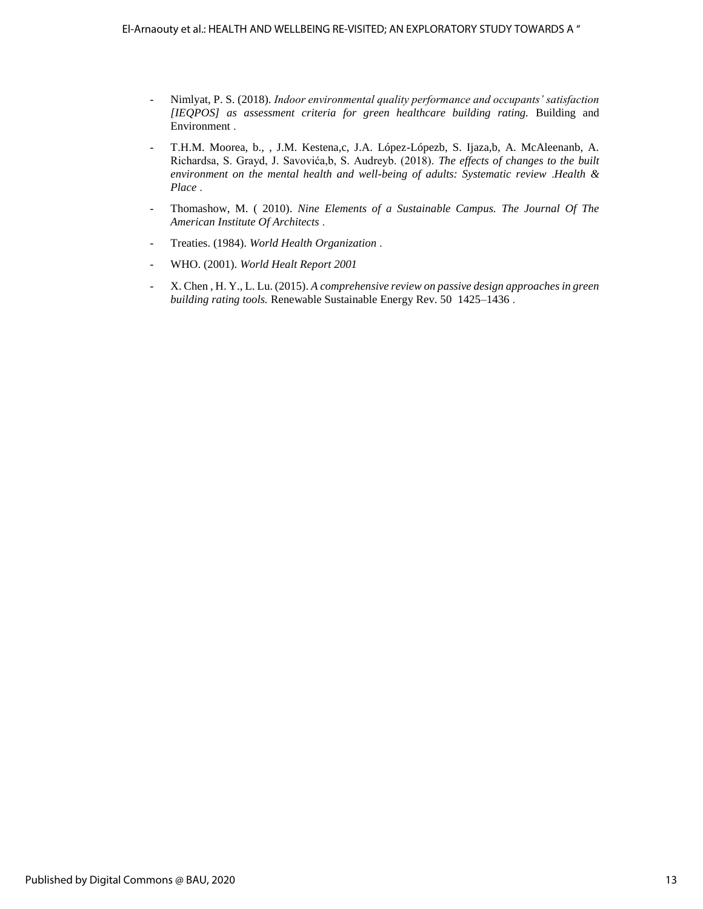- Nimlyat, P. S. (2018). *Indoor environmental quality performance and occupants' satisfaction [IEQPOS] as assessment criteria for green healthcare building rating.* Building and Environment .

- T.H.M. Moorea, b., , J.M. Kestena,c, J.A. López-Lópezb, S. Ijaza,b, A. McAleenanb, A. Richardsa, S. Grayd, J. Savovića,b, S. Audreyb. (2018). *The effects of changes to the built environment on the mental health and well-being of adults: Systematic review .Health & Place .*

- Thomashow, M. ( 2010). *Nine Elements of a Sustainable Campus. The Journal Of The American Institute Of Architects .*

- Treaties. (1984). *World Health Organization .*

- WHO. (2001). *World Healt Report 2001*

- X. Chen , H. Y., L. Lu. (2015). *A comprehensive review on passive design approaches in green building rating tools.* Renewable Sustainable Energy Rev. 50 1425–1436 .